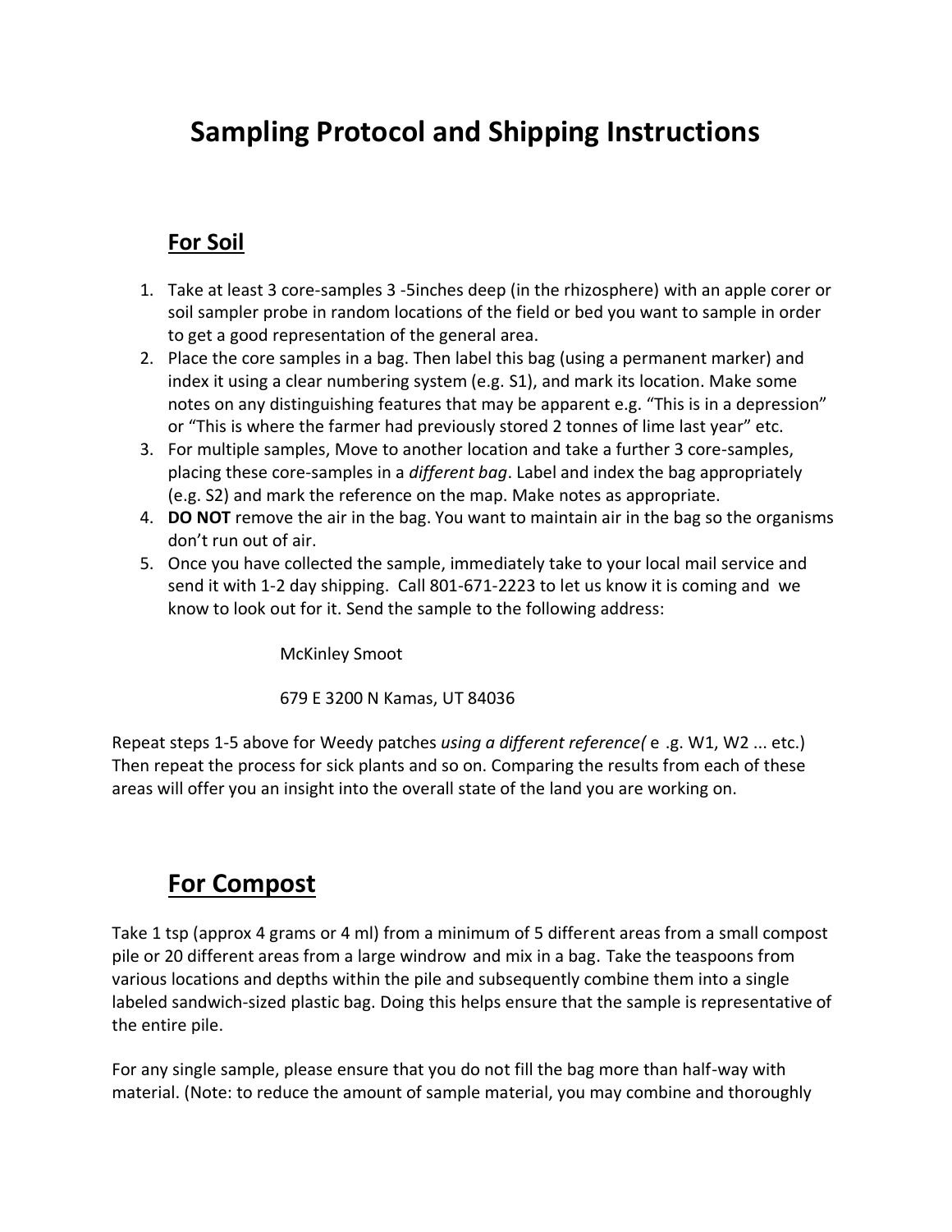# Sampling Protocol and Shipping Instructions

## For Soil

1. Take at least 3 core-samples 3 -5inches deep (in the rhizosphere) with an apple corer or soil sampler probe in random locations of the field or bed you want to sample in order to get a good representation of the general area.
2. Place the core samples in a bag. Then label this bag (using a permanent marker) and index it using a clear numbering system (e.g. S1), and mark its location. Make some notes on any distinguishing features that may be apparent e.g. "This is in a depression" or "This is where the farmer had previously stored 2 tonnes of lime last year" etc.
3. For multiple samples, Move to another location and take a further 3 core-samples, placing these core-samples in a *different bag*. Label and index the bag appropriately (e.g. S2) and mark the reference on the map. Make notes as appropriate.
4. **DO NOT** remove the air in the bag. You want to maintain air in the bag so the organisms don't run out of air.
5. Once you have collected the sample, immediately take to your local mail service and send it with 1-2 day shipping. Call 801-671-2223 to let us know it is coming and we know to look out for it. Send the sample to the following address:

    McKinley Smoot

    679 E 3200 N Kamas, UT 84036

Repeat steps 1-5 above for Weedy patches *using a different reference(* e .g. W1, W2 ... etc.) Then repeat the process for sick plants and so on. Comparing the results from each of these areas will offer you an insight into the overall state of the land you are working on.

## For Compost

Take 1 tsp (approx 4 grams or 4 ml) from a minimum of 5 different areas from a small compost pile or 20 different areas from a large windrow and mix in a bag. Take the teaspoons from various locations and depths within the pile and subsequently combine them into a single labeled sandwich-sized plastic bag. Doing this helps ensure that the sample is representative of the entire pile.

For any single sample, please ensure that you do not fill the bag more than half-way with material. (Note: to reduce the amount of sample material, you may combine and thoroughly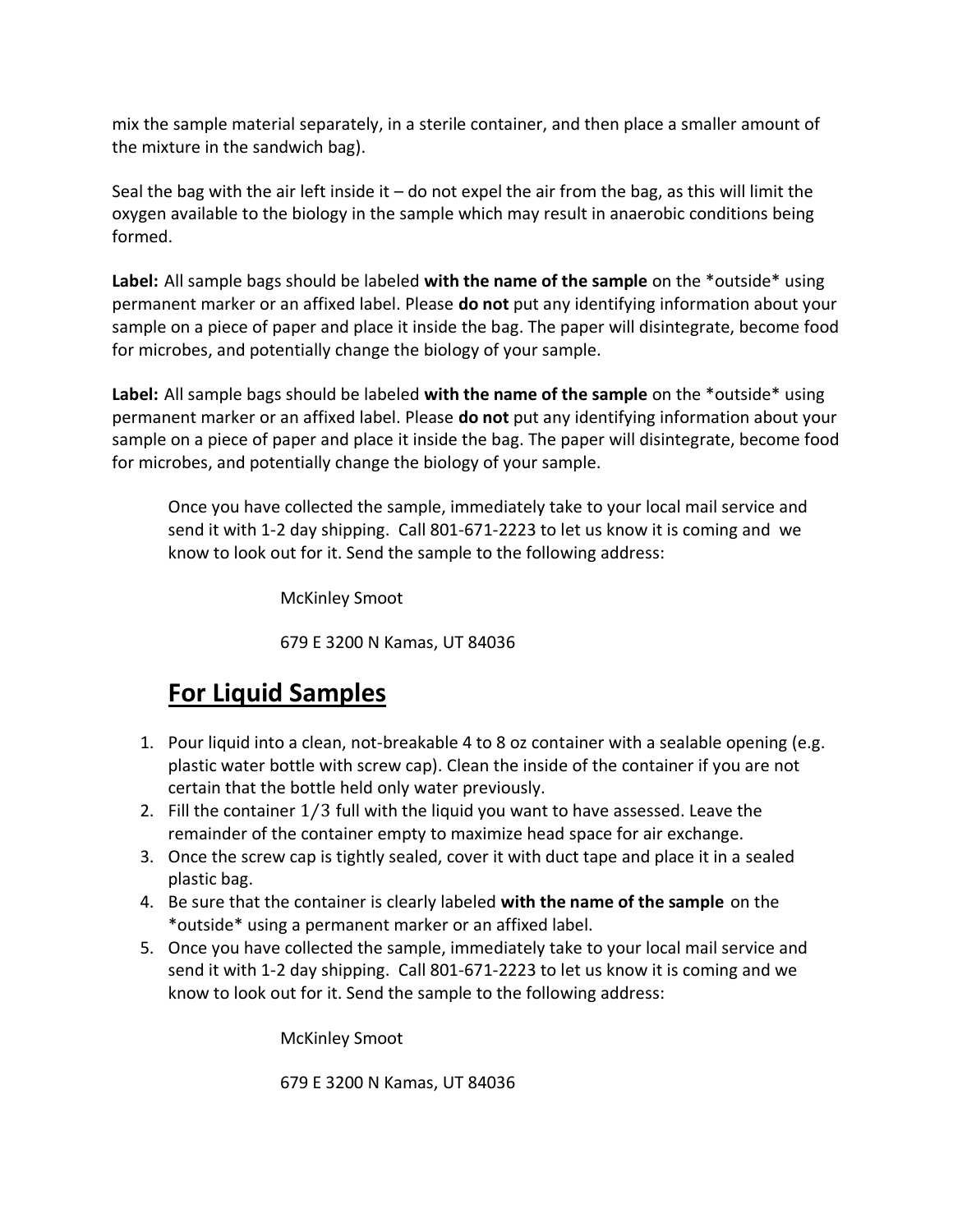mix the sample material separately, in a sterile container, and then place a smaller amount of the mixture in the sandwich bag).

Seal the bag with the air left inside it – do not expel the air from the bag, as this will limit the oxygen available to the biology in the sample which may result in anaerobic conditions being formed.

**Label:** All sample bags should be labeled **with the name of the sample** on the *outside* using permanent marker or an affixed label. Please **do not** put any identifying information about your sample on a piece of paper and place it inside the bag. The paper will disintegrate, become food for microbes, and potentially change the biology of your sample.

**Label:** All sample bags should be labeled **with the name of the sample** on the *outside* using permanent marker or an affixed label. Please **do not** put any identifying information about your sample on a piece of paper and place it inside the bag. The paper will disintegrate, become food for microbes, and potentially change the biology of your sample.

Once you have collected the sample, immediately take to your local mail service and send it with 1-2 day shipping. Call 801-671-2223 to let us know it is coming and we know to look out for it. Send the sample to the following address:

McKinley Smoot

679 E 3200 N Kamas, UT 84036

## **For Liquid Samples**

1. Pour liquid into a clean, not-breakable 4 to 8 oz container with a sealable opening (e.g. plastic water bottle with screw cap). Clean the inside of the container if you are not certain that the bottle held only water previously.
2. Fill the container 1/3 full with the liquid you want to have assessed. Leave the remainder of the container empty to maximize head space for air exchange.
3. Once the screw cap is tightly sealed, cover it with duct tape and place it in a sealed plastic bag.
4. Be sure that the container is clearly labeled **with the name of the sample** on the *outside* using a permanent marker or an affixed label.
5. Once you have collected the sample, immediately take to your local mail service and send it with 1-2 day shipping. Call 801-671-2223 to let us know it is coming and we know to look out for it. Send the sample to the following address:

McKinley Smoot

679 E 3200 N Kamas, UT 84036